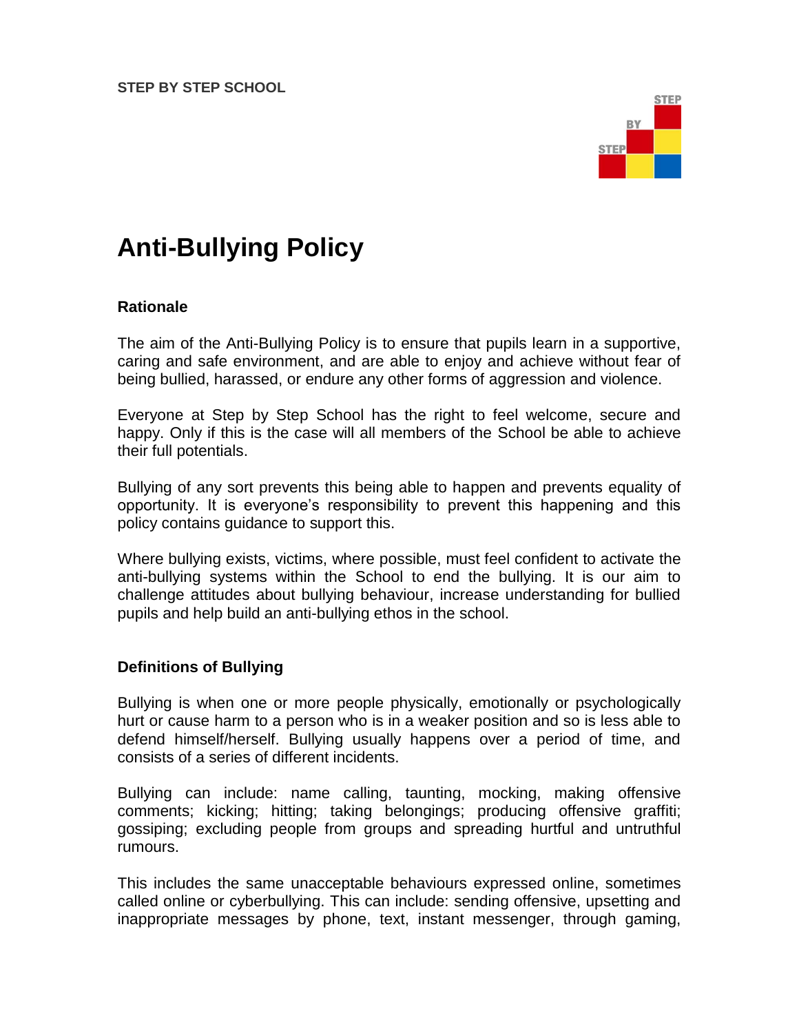**STEP BY STEP SCHOOL**

# Anti-Bullying Policy

### Rationale

The aim of the Anti-Bullying Policy is to ensure that pupils learn in a supportive, caring and safe environment, and are able to enjoy and achieve without fear of being bullied, harassed, or endure any other forms of aggression and violence.

Everyone at Step by Step School has the right to feel welcome, secure and happy. Only if this is the case will all members of the School be able to achieve their full potentials.

Bullying of any sort prevents this being able to happen and prevents equality of opportunity. It is everyone's responsibility to prevent this happening and this policy contains guidance to support this.

Where bullying exists, victims, where possible, must feel confident to activate the anti-bullying systems within the School to end the bullying. It is our aim to challenge attitudes about bullying behaviour, increase understanding for bullied pupils and help build an anti-bullying ethos in the school.

### Definitions of Bullying

Bullying is when one or more people physically, emotionally or psychologically hurt or cause harm to a person who is in a weaker position and so is less able to defend himself/herself. Bullying usually happens over a period of time, and consists of a series of different incidents.

Bullying can include: name calling, taunting, mocking, making offensive comments; kicking; hitting; taking belongings; producing offensive graffiti; gossiping; excluding people from groups and spreading hurtful and untruthful rumours.

This includes the same unacceptable behaviours expressed online, sometimes called online or cyberbullying. This can include: sending offensive, upsetting and inappropriate messages by phone, text, instant messenger, through gaming,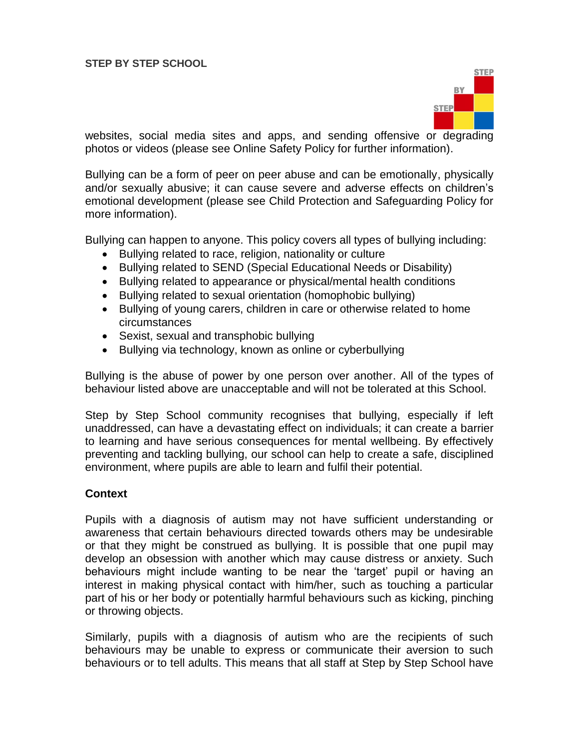websites, social media sites and apps, and sending offensive or degrading photos or videos (please see Online Safety Policy for further information).

Bullying can be a form of peer on peer abuse and can be emotionally, physically and/or sexually abusive; it can cause severe and adverse effects on children's emotional development (please see Child Protection and Safeguarding Policy for more information).

Bullying can happen to anyone. This policy covers all types of bullying including:

- Bullying related to race, religion, nationality or culture
- Bullying related to SEND (Special Educational Needs or Disability)
- Bullying related to appearance or physical/mental health conditions
- Bullying related to sexual orientation (homophobic bullying)
- Bullying of young carers, children in care or otherwise related to home circumstances
- Sexist, sexual and transphobic bullying
- Bullying via technology, known as online or cyberbullying

Bullying is the abuse of power by one person over another. All of the types of behaviour listed above are unacceptable and will not be tolerated at this School.

Step by Step School community recognises that bullying, especially if left unaddressed, can have a devastating effect on individuals; it can create a barrier to learning and have serious consequences for mental wellbeing. By effectively preventing and tackling bullying, our school can help to create a safe, disciplined environment, where pupils are able to learn and fulfil their potential.

**Context**

Pupils with a diagnosis of autism may not have sufficient understanding or awareness that certain behaviours directed towards others may be undesirable or that they might be construed as bullying. It is possible that one pupil may develop an obsession with another which may cause distress or anxiety. Such behaviours might include wanting to be near the 'target' pupil or having an interest in making physical contact with him/her, such as touching a particular part of his or her body or potentially harmful behaviours such as kicking, pinching or throwing objects.

Similarly, pupils with a diagnosis of autism who are the recipients of such behaviours may be unable to express or communicate their aversion to such behaviours or to tell adults. This means that all staff at Step by Step School have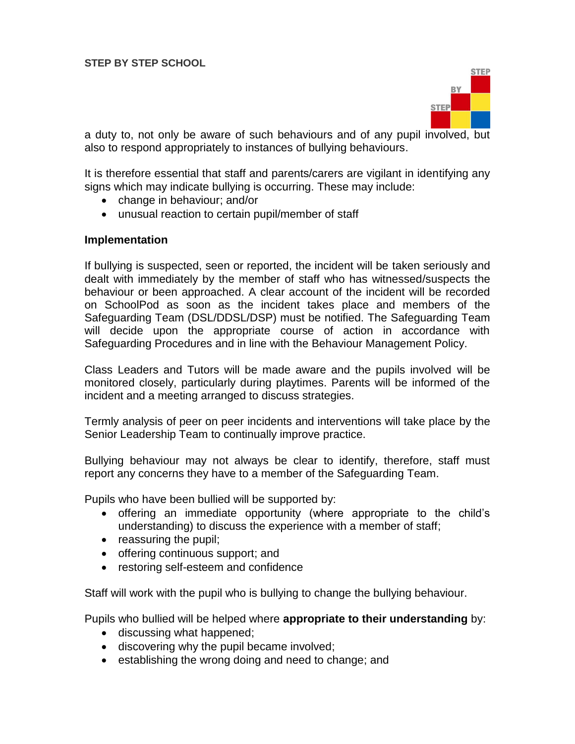a duty to, not only be aware of such behaviours and of any pupil involved, but also to respond appropriately to instances of bullying behaviours.

It is therefore essential that staff and parents/carers are vigilant in identifying any signs which may indicate bullying is occurring. These may include:

- change in behaviour; and/or
- unusual reaction to certain pupil/member of staff

**Implementation**

If bullying is suspected, seen or reported, the incident will be taken seriously and dealt with immediately by the member of staff who has witnessed/suspects the behaviour or been approached. A clear account of the incident will be recorded on SchoolPod as soon as the incident takes place and members of the Safeguarding Team (DSL/DDSL/DSP) must be notified. The Safeguarding Team will decide upon the appropriate course of action in accordance with Safeguarding Procedures and in line with the Behaviour Management Policy.

Class Leaders and Tutors will be made aware and the pupils involved will be monitored closely, particularly during playtimes. Parents will be informed of the incident and a meeting arranged to discuss strategies.

Termly analysis of peer on peer incidents and interventions will take place by the Senior Leadership Team to continually improve practice.

Bullying behaviour may not always be clear to identify, therefore, staff must report any concerns they have to a member of the Safeguarding Team.

Pupils who have been bullied will be supported by:

- offering an immediate opportunity (where appropriate to the child's understanding) to discuss the experience with a member of staff;
- reassuring the pupil;
- offering continuous support; and
- restoring self-esteem and confidence

Staff will work with the pupil who is bullying to change the bullying behaviour.

Pupils who bullied will be helped where **appropriate to their understanding** by:

- discussing what happened;
- discovering why the pupil became involved;
- establishing the wrong doing and need to change; and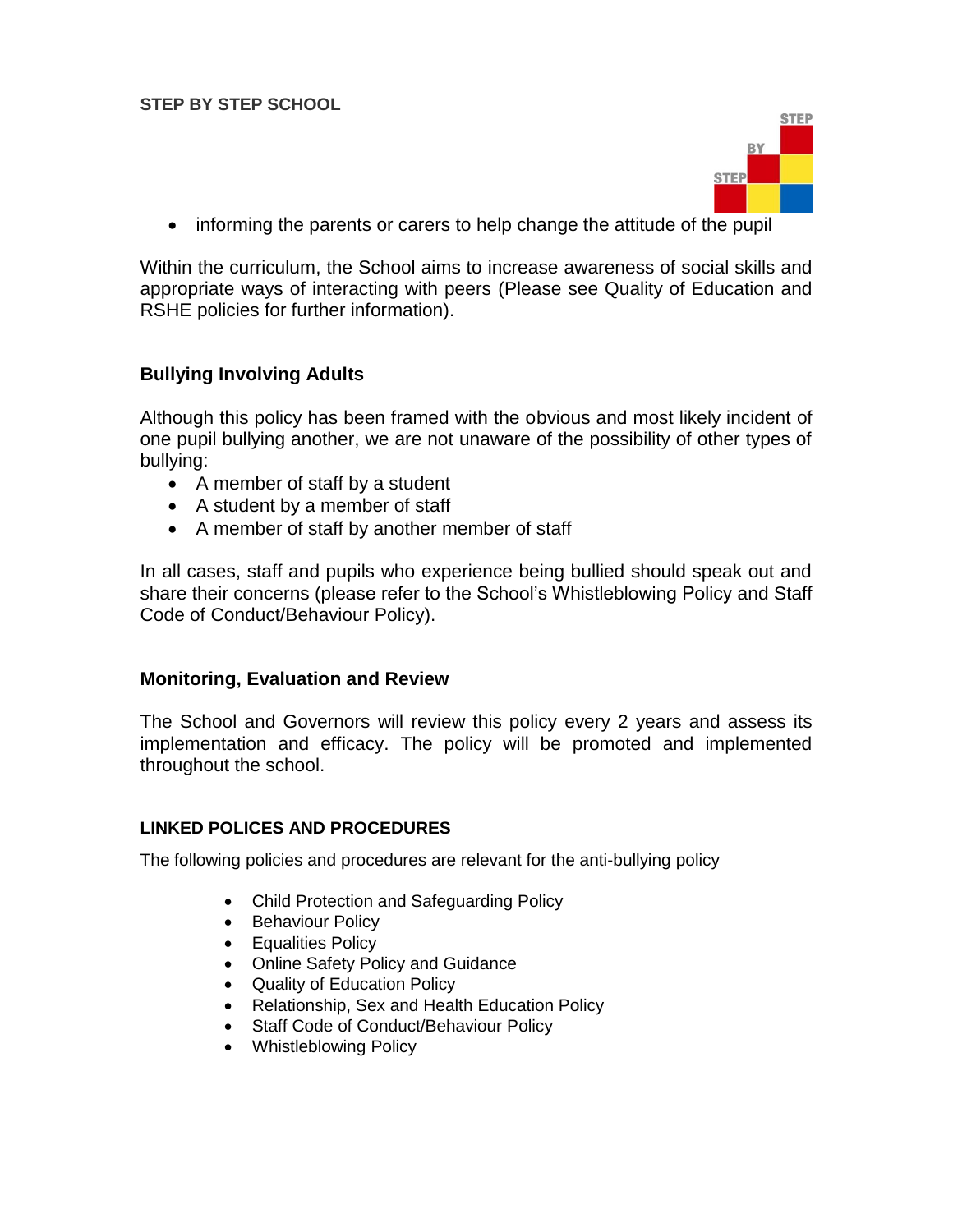- informing the parents or carers to help change the attitude of the pupil

Within the curriculum, the School aims to increase awareness of social skills and appropriate ways of interacting with peers (Please see Quality of Education and RSHE policies for further information).

## Bullying Involving Adults

Although this policy has been framed with the obvious and most likely incident of one pupil bullying another, we are not unaware of the possibility of other types of bullying:

- A member of staff by a student
- A student by a member of staff
- A member of staff by another member of staff

In all cases, staff and pupils who experience being bullied should speak out and share their concerns (please refer to the School's Whistleblowing Policy and Staff Code of Conduct/Behaviour Policy).

## Monitoring, Evaluation and Review

The School and Governors will review this policy every 2 years and assess its implementation and efficacy. The policy will be promoted and implemented throughout the school.

## LINKED POLICES AND PROCEDURES

The following policies and procedures are relevant for the anti-bullying policy

- Child Protection and Safeguarding Policy
- Behaviour Policy
- Equalities Policy
- Online Safety Policy and Guidance
- Quality of Education Policy
- Relationship, Sex and Health Education Policy
- Staff Code of Conduct/Behaviour Policy
- Whistleblowing Policy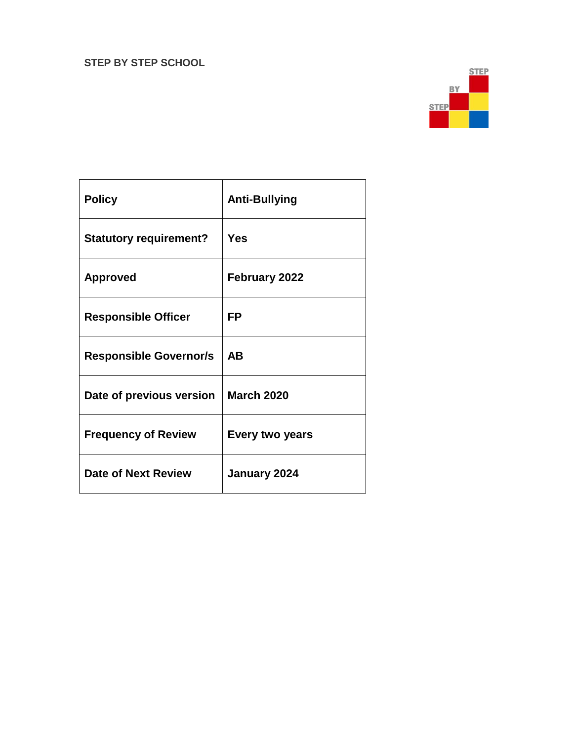STEP BY STEP SCHOOL

| | |
|---|---|
| **Policy** | **Anti-Bullying** |
| **Statutory requirement?** | **Yes** |
| **Approved** | **February 2022** |
| **Responsible Officer** | **FP** |
| **Responsible Governor/s** | **AB** |
| **Date of previous version** | **March 2020** |
| **Frequency of Review** | **Every two years** |
| **Date of Next Review** | **January 2024** |